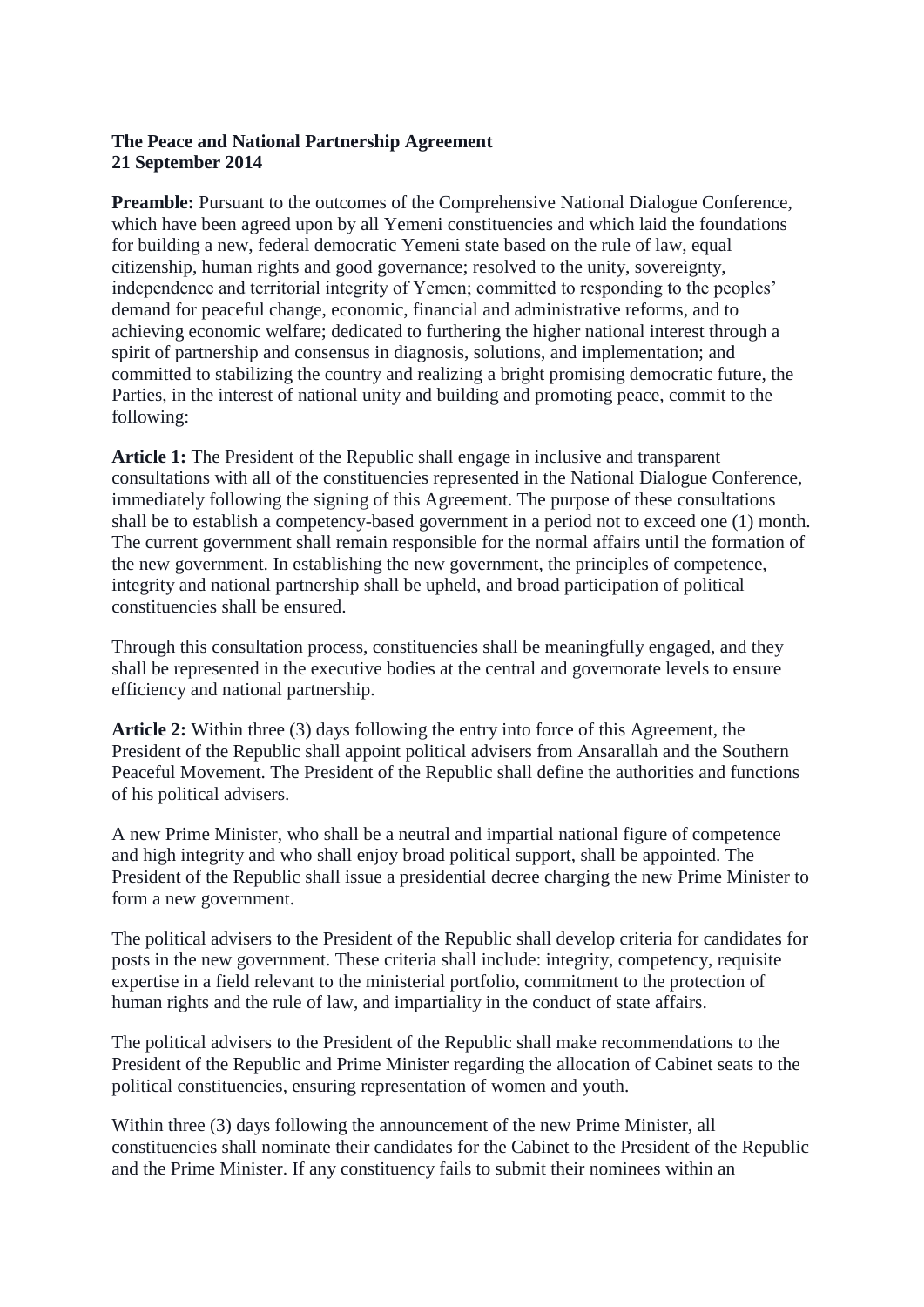**The Peace and National Partnership Agreement**
**21 September 2014**

**Preamble:** Pursuant to the outcomes of the Comprehensive National Dialogue Conference, which have been agreed upon by all Yemeni constituencies and which laid the foundations for building a new, federal democratic Yemeni state based on the rule of law, equal citizenship, human rights and good governance; resolved to the unity, sovereignty, independence and territorial integrity of Yemen; committed to responding to the peoples' demand for peaceful change, economic, financial and administrative reforms, and to achieving economic welfare; dedicated to furthering the higher national interest through a spirit of partnership and consensus in diagnosis, solutions, and implementation; and committed to stabilizing the country and realizing a bright promising democratic future, the Parties, in the interest of national unity and building and promoting peace, commit to the following:

**Article 1:** The President of the Republic shall engage in inclusive and transparent consultations with all of the constituencies represented in the National Dialogue Conference, immediately following the signing of this Agreement. The purpose of these consultations shall be to establish a competency-based government in a period not to exceed one (1) month. The current government shall remain responsible for the normal affairs until the formation of the new government. In establishing the new government, the principles of competence, integrity and national partnership shall be upheld, and broad participation of political constituencies shall be ensured.

Through this consultation process, constituencies shall be meaningfully engaged, and they shall be represented in the executive bodies at the central and governorate levels to ensure efficiency and national partnership.

**Article 2:** Within three (3) days following the entry into force of this Agreement, the President of the Republic shall appoint political advisers from Ansarallah and the Southern Peaceful Movement. The President of the Republic shall define the authorities and functions of his political advisers.

A new Prime Minister, who shall be a neutral and impartial national figure of competence and high integrity and who shall enjoy broad political support, shall be appointed. The President of the Republic shall issue a presidential decree charging the new Prime Minister to form a new government.

The political advisers to the President of the Republic shall develop criteria for candidates for posts in the new government. These criteria shall include: integrity, competency, requisite expertise in a field relevant to the ministerial portfolio, commitment to the protection of human rights and the rule of law, and impartiality in the conduct of state affairs.

The political advisers to the President of the Republic shall make recommendations to the President of the Republic and Prime Minister regarding the allocation of Cabinet seats to the political constituencies, ensuring representation of women and youth.

Within three (3) days following the announcement of the new Prime Minister, all constituencies shall nominate their candidates for the Cabinet to the President of the Republic and the Prime Minister. If any constituency fails to submit their nominees within an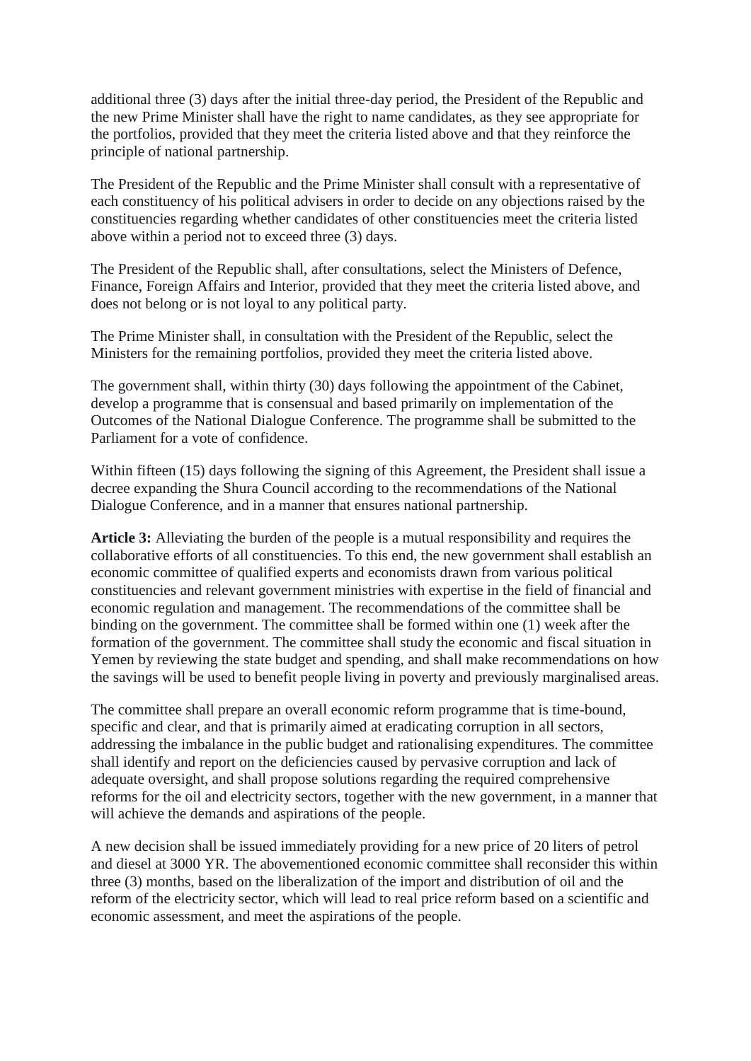additional three (3) days after the initial three-day period, the President of the Republic and the new Prime Minister shall have the right to name candidates, as they see appropriate for the portfolios, provided that they meet the criteria listed above and that they reinforce the principle of national partnership.

The President of the Republic and the Prime Minister shall consult with a representative of each constituency of his political advisers in order to decide on any objections raised by the constituencies regarding whether candidates of other constituencies meet the criteria listed above within a period not to exceed three (3) days.

The President of the Republic shall, after consultations, select the Ministers of Defence, Finance, Foreign Affairs and Interior, provided that they meet the criteria listed above, and does not belong or is not loyal to any political party.

The Prime Minister shall, in consultation with the President of the Republic, select the Ministers for the remaining portfolios, provided they meet the criteria listed above.

The government shall, within thirty (30) days following the appointment of the Cabinet, develop a programme that is consensual and based primarily on implementation of the Outcomes of the National Dialogue Conference. The programme shall be submitted to the Parliament for a vote of confidence.

Within fifteen (15) days following the signing of this Agreement, the President shall issue a decree expanding the Shura Council according to the recommendations of the National Dialogue Conference, and in a manner that ensures national partnership.

**Article 3:** Alleviating the burden of the people is a mutual responsibility and requires the collaborative efforts of all constituencies. To this end, the new government shall establish an economic committee of qualified experts and economists drawn from various political constituencies and relevant government ministries with expertise in the field of financial and economic regulation and management. The recommendations of the committee shall be binding on the government. The committee shall be formed within one (1) week after the formation of the government. The committee shall study the economic and fiscal situation in Yemen by reviewing the state budget and spending, and shall make recommendations on how the savings will be used to benefit people living in poverty and previously marginalised areas.

The committee shall prepare an overall economic reform programme that is time-bound, specific and clear, and that is primarily aimed at eradicating corruption in all sectors, addressing the imbalance in the public budget and rationalising expenditures. The committee shall identify and report on the deficiencies caused by pervasive corruption and lack of adequate oversight, and shall propose solutions regarding the required comprehensive reforms for the oil and electricity sectors, together with the new government, in a manner that will achieve the demands and aspirations of the people.

A new decision shall be issued immediately providing for a new price of 20 liters of petrol and diesel at 3000 YR. The abovementioned economic committee shall reconsider this within three (3) months, based on the liberalization of the import and distribution of oil and the reform of the electricity sector, which will lead to real price reform based on a scientific and economic assessment, and meet the aspirations of the people.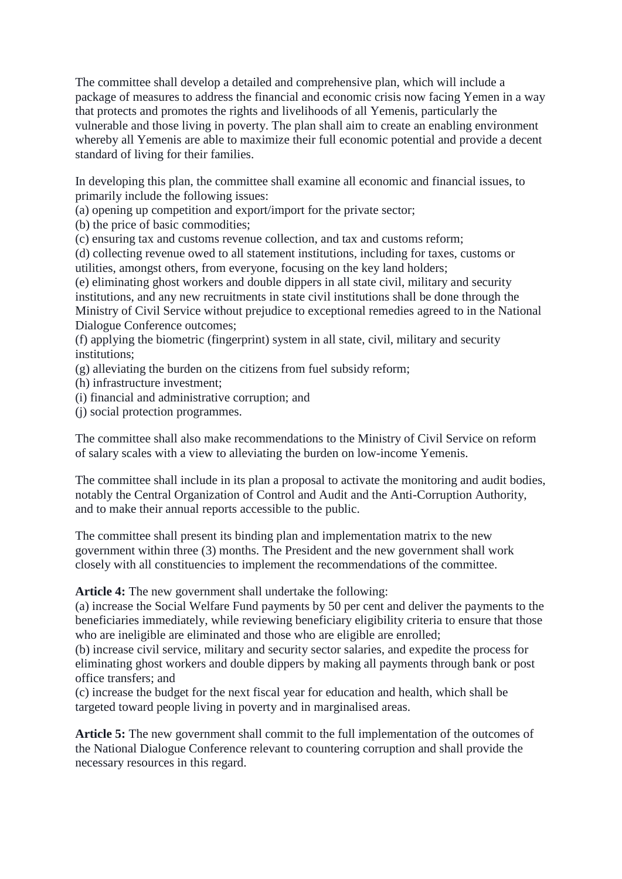The committee shall develop a detailed and comprehensive plan, which will include a package of measures to address the financial and economic crisis now facing Yemen in a way that protects and promotes the rights and livelihoods of all Yemenis, particularly the vulnerable and those living in poverty. The plan shall aim to create an enabling environment whereby all Yemenis are able to maximize their full economic potential and provide a decent standard of living for their families.

In developing this plan, the committee shall examine all economic and financial issues, to primarily include the following issues:
(a) opening up competition and export/import for the private sector;
(b) the price of basic commodities;
(c) ensuring tax and customs revenue collection, and tax and customs reform;
(d) collecting revenue owed to all statement institutions, including for taxes, customs or utilities, amongst others, from everyone, focusing on the key land holders;
(e) eliminating ghost workers and double dippers in all state civil, military and security institutions, and any new recruitments in state civil institutions shall be done through the Ministry of Civil Service without prejudice to exceptional remedies agreed to in the National Dialogue Conference outcomes;
(f) applying the biometric (fingerprint) system in all state, civil, military and security institutions;
(g) alleviating the burden on the citizens from fuel subsidy reform;
(h) infrastructure investment;
(i) financial and administrative corruption; and
(j) social protection programmes.

The committee shall also make recommendations to the Ministry of Civil Service on reform of salary scales with a view to alleviating the burden on low-income Yemenis.

The committee shall include in its plan a proposal to activate the monitoring and audit bodies, notably the Central Organization of Control and Audit and the Anti-Corruption Authority, and to make their annual reports accessible to the public.

The committee shall present its binding plan and implementation matrix to the new government within three (3) months. The President and the new government shall work closely with all constituencies to implement the recommendations of the committee.

**Article 4:** The new government shall undertake the following:
(a) increase the Social Welfare Fund payments by 50 per cent and deliver the payments to the beneficiaries immediately, while reviewing beneficiary eligibility criteria to ensure that those who are ineligible are eliminated and those who are eligible are enrolled;
(b) increase civil service, military and security sector salaries, and expedite the process for eliminating ghost workers and double dippers by making all payments through bank or post office transfers; and
(c) increase the budget for the next fiscal year for education and health, which shall be targeted toward people living in poverty and in marginalised areas.

**Article 5:** The new government shall commit to the full implementation of the outcomes of the National Dialogue Conference relevant to countering corruption and shall provide the necessary resources in this regard.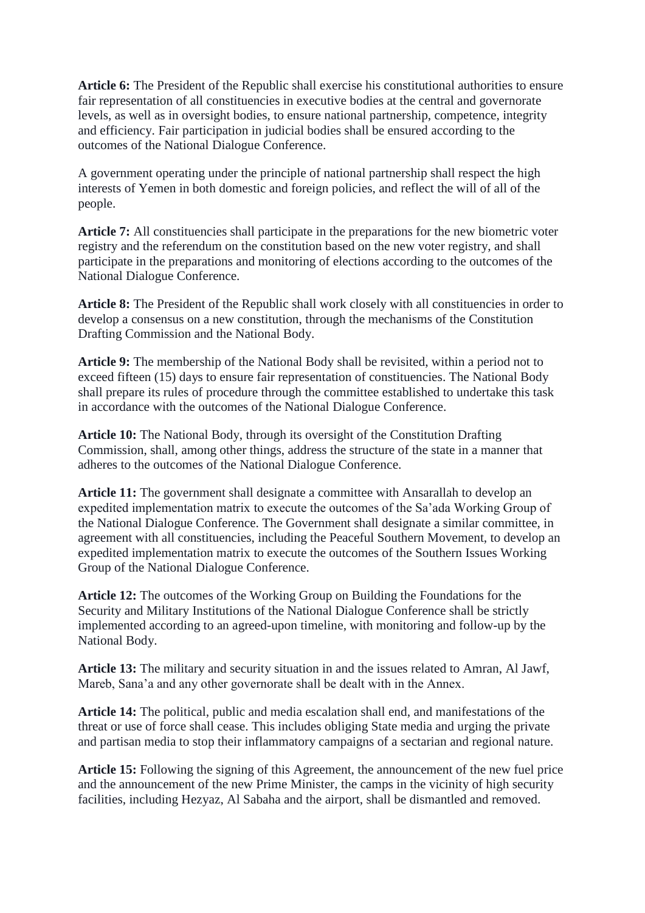**Article 6:** The President of the Republic shall exercise his constitutional authorities to ensure fair representation of all constituencies in executive bodies at the central and governorate levels, as well as in oversight bodies, to ensure national partnership, competence, integrity and efficiency. Fair participation in judicial bodies shall be ensured according to the outcomes of the National Dialogue Conference.

A government operating under the principle of national partnership shall respect the high interests of Yemen in both domestic and foreign policies, and reflect the will of all of the people.

**Article 7:** All constituencies shall participate in the preparations for the new biometric voter registry and the referendum on the constitution based on the new voter registry, and shall participate in the preparations and monitoring of elections according to the outcomes of the National Dialogue Conference.

**Article 8:** The President of the Republic shall work closely with all constituencies in order to develop a consensus on a new constitution, through the mechanisms of the Constitution Drafting Commission and the National Body.

**Article 9:** The membership of the National Body shall be revisited, within a period not to exceed fifteen (15) days to ensure fair representation of constituencies. The National Body shall prepare its rules of procedure through the committee established to undertake this task in accordance with the outcomes of the National Dialogue Conference.

**Article 10:** The National Body, through its oversight of the Constitution Drafting Commission, shall, among other things, address the structure of the state in a manner that adheres to the outcomes of the National Dialogue Conference.

**Article 11:** The government shall designate a committee with Ansarallah to develop an expedited implementation matrix to execute the outcomes of the Sa'ada Working Group of the National Dialogue Conference. The Government shall designate a similar committee, in agreement with all constituencies, including the Peaceful Southern Movement, to develop an expedited implementation matrix to execute the outcomes of the Southern Issues Working Group of the National Dialogue Conference.

**Article 12:** The outcomes of the Working Group on Building the Foundations for the Security and Military Institutions of the National Dialogue Conference shall be strictly implemented according to an agreed-upon timeline, with monitoring and follow-up by the National Body.

**Article 13:** The military and security situation in and the issues related to Amran, Al Jawf, Mareb, Sana'a and any other governorate shall be dealt with in the Annex.

**Article 14:** The political, public and media escalation shall end, and manifestations of the threat or use of force shall cease. This includes obliging State media and urging the private and partisan media to stop their inflammatory campaigns of a sectarian and regional nature.

**Article 15:** Following the signing of this Agreement, the announcement of the new fuel price and the announcement of the new Prime Minister, the camps in the vicinity of high security facilities, including Hezyaz, Al Sabaha and the airport, shall be dismantled and removed.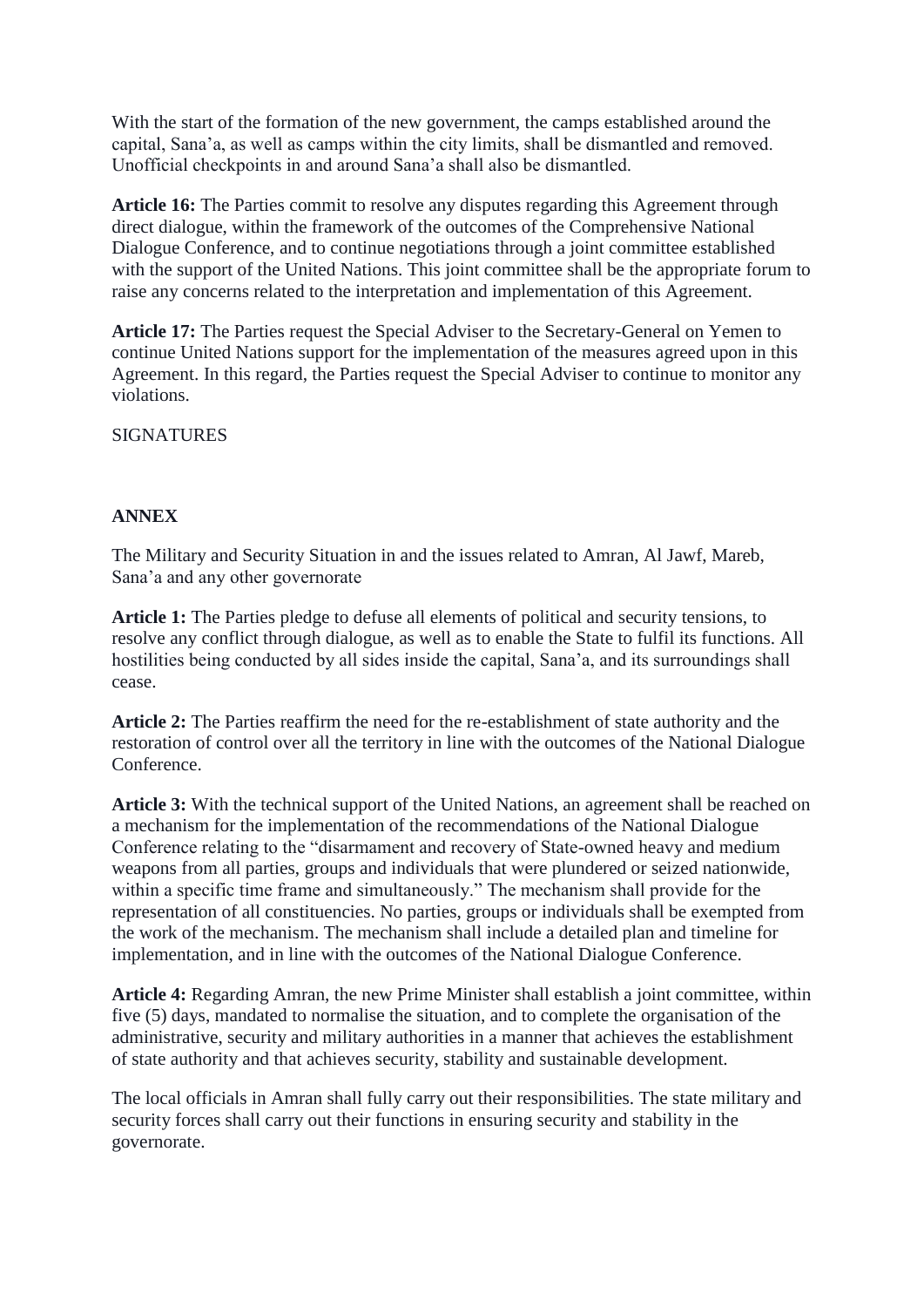With the start of the formation of the new government, the camps established around the capital, Sana'a, as well as camps within the city limits, shall be dismantled and removed. Unofficial checkpoints in and around Sana'a shall also be dismantled.

**Article 16:** The Parties commit to resolve any disputes regarding this Agreement through direct dialogue, within the framework of the outcomes of the Comprehensive National Dialogue Conference, and to continue negotiations through a joint committee established with the support of the United Nations. This joint committee shall be the appropriate forum to raise any concerns related to the interpretation and implementation of this Agreement.

**Article 17:** The Parties request the Special Adviser to the Secretary-General on Yemen to continue United Nations support for the implementation of the measures agreed upon in this Agreement. In this regard, the Parties request the Special Adviser to continue to monitor any violations.

SIGNATURES

**ANNEX**

The Military and Security Situation in and the issues related to Amran, Al Jawf, Mareb, Sana'a and any other governorate

**Article 1:** The Parties pledge to defuse all elements of political and security tensions, to resolve any conflict through dialogue, as well as to enable the State to fulfil its functions. All hostilities being conducted by all sides inside the capital, Sana'a, and its surroundings shall cease.

**Article 2:** The Parties reaffirm the need for the re-establishment of state authority and the restoration of control over all the territory in line with the outcomes of the National Dialogue Conference.

**Article 3:** With the technical support of the United Nations, an agreement shall be reached on a mechanism for the implementation of the recommendations of the National Dialogue Conference relating to the "disarmament and recovery of State-owned heavy and medium weapons from all parties, groups and individuals that were plundered or seized nationwide, within a specific time frame and simultaneously." The mechanism shall provide for the representation of all constituencies. No parties, groups or individuals shall be exempted from the work of the mechanism. The mechanism shall include a detailed plan and timeline for implementation, and in line with the outcomes of the National Dialogue Conference.

**Article 4:** Regarding Amran, the new Prime Minister shall establish a joint committee, within five (5) days, mandated to normalise the situation, and to complete the organisation of the administrative, security and military authorities in a manner that achieves the establishment of state authority and that achieves security, stability and sustainable development.

The local officials in Amran shall fully carry out their responsibilities. The state military and security forces shall carry out their functions in ensuring security and stability in the governorate.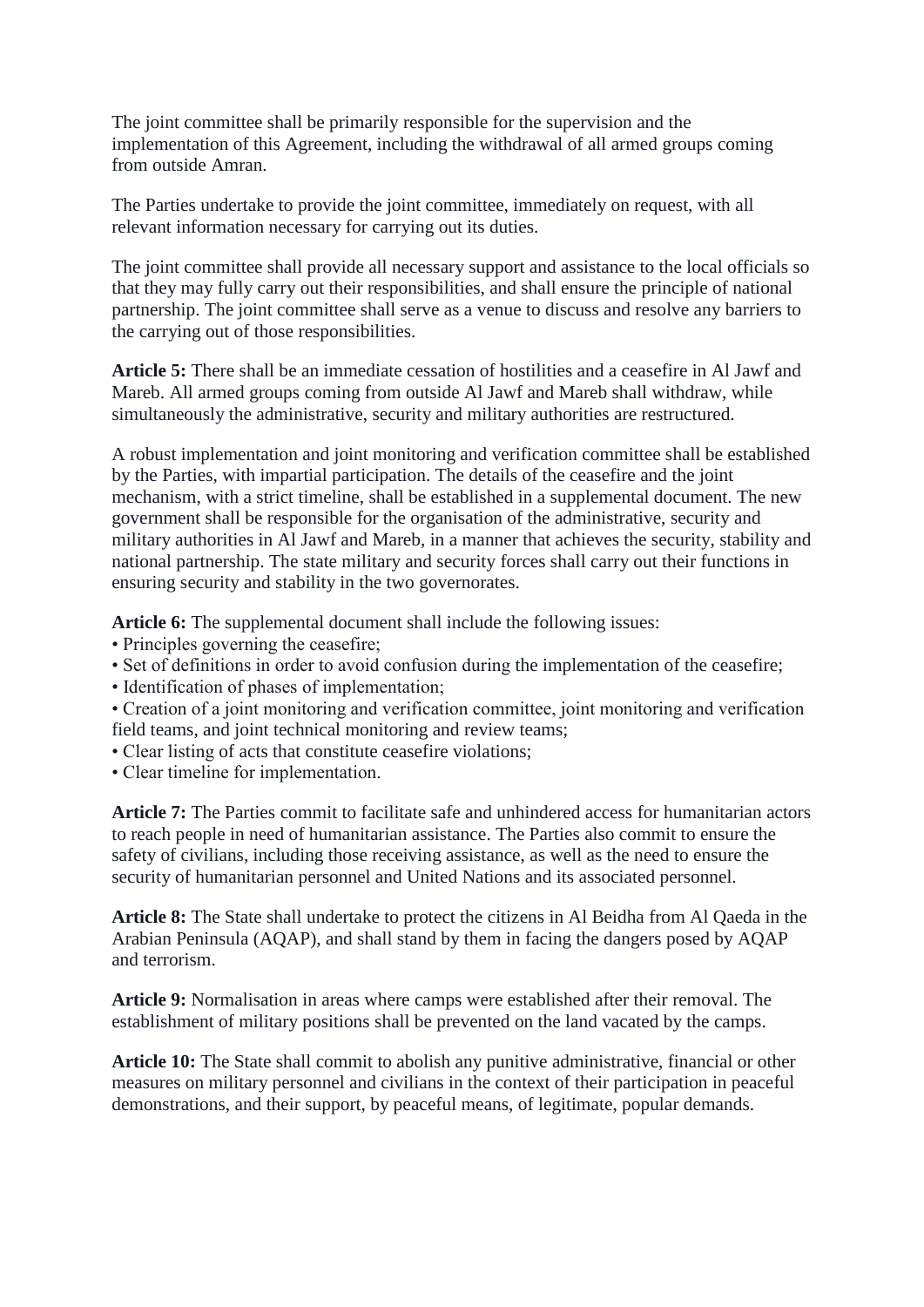The joint committee shall be primarily responsible for the supervision and the implementation of this Agreement, including the withdrawal of all armed groups coming from outside Amran.

The Parties undertake to provide the joint committee, immediately on request, with all relevant information necessary for carrying out its duties.

The joint committee shall provide all necessary support and assistance to the local officials so that they may fully carry out their responsibilities, and shall ensure the principle of national partnership. The joint committee shall serve as a venue to discuss and resolve any barriers to the carrying out of those responsibilities.

**Article 5:** There shall be an immediate cessation of hostilities and a ceasefire in Al Jawf and Mareb. All armed groups coming from outside Al Jawf and Mareb shall withdraw, while simultaneously the administrative, security and military authorities are restructured.

A robust implementation and joint monitoring and verification committee shall be established by the Parties, with impartial participation. The details of the ceasefire and the joint mechanism, with a strict timeline, shall be established in a supplemental document. The new government shall be responsible for the organisation of the administrative, security and military authorities in Al Jawf and Mareb, in a manner that achieves the security, stability and national partnership. The state military and security forces shall carry out their functions in ensuring security and stability in the two governorates.

**Article 6:** The supplemental document shall include the following issues:

- Principles governing the ceasefire;
- Set of definitions in order to avoid confusion during the implementation of the ceasefire;
- Identification of phases of implementation;
- Creation of a joint monitoring and verification committee, joint monitoring and verification field teams, and joint technical monitoring and review teams;
- Clear listing of acts that constitute ceasefire violations;
- Clear timeline for implementation.

**Article 7:** The Parties commit to facilitate safe and unhindered access for humanitarian actors to reach people in need of humanitarian assistance. The Parties also commit to ensure the safety of civilians, including those receiving assistance, as well as the need to ensure the security of humanitarian personnel and United Nations and its associated personnel.

**Article 8:** The State shall undertake to protect the citizens in Al Beidha from Al Qaeda in the Arabian Peninsula (AQAP), and shall stand by them in facing the dangers posed by AQAP and terrorism.

**Article 9:** Normalisation in areas where camps were established after their removal. The establishment of military positions shall be prevented on the land vacated by the camps.

**Article 10:** The State shall commit to abolish any punitive administrative, financial or other measures on military personnel and civilians in the context of their participation in peaceful demonstrations, and their support, by peaceful means, of legitimate, popular demands.